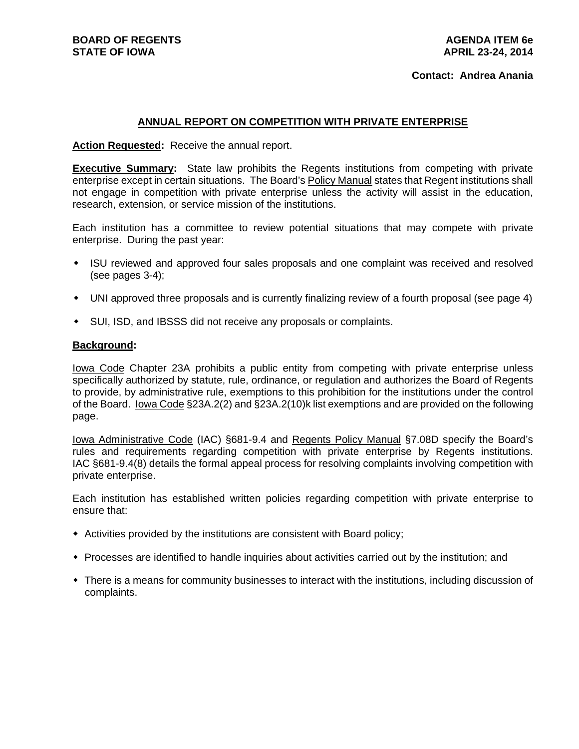**BOARD OF REGENTS**
**STATE OF IOWA**

**AGENDA ITEM 6e**
**APRIL 23-24, 2014**

**Contact: Andrea Anania**

## ANNUAL REPORT ON COMPETITION WITH PRIVATE ENTERPRISE

**Action Requested:** Receive the annual report.

**Executive Summary:** State law prohibits the Regents institutions from competing with private enterprise except in certain situations. The Board's Policy Manual states that Regent institutions shall not engage in competition with private enterprise unless the activity will assist in the education, research, extension, or service mission of the institutions.

Each institution has a committee to review potential situations that may compete with private enterprise. During the past year:

- ISU reviewed and approved four sales proposals and one complaint was received and resolved (see pages 3-4);
- UNI approved three proposals and is currently finalizing review of a fourth proposal (see page 4)
- SUI, ISD, and IBSSS did not receive any proposals or complaints.

**Background:**

Iowa Code Chapter 23A prohibits a public entity from competing with private enterprise unless specifically authorized by statute, rule, ordinance, or regulation and authorizes the Board of Regents to provide, by administrative rule, exemptions to this prohibition for the institutions under the control of the Board. Iowa Code §23A.2(2) and §23A.2(10)k list exemptions and are provided on the following page.

Iowa Administrative Code (IAC) §681-9.4 and Regents Policy Manual §7.08D specify the Board's rules and requirements regarding competition with private enterprise by Regents institutions. IAC §681-9.4(8) details the formal appeal process for resolving complaints involving competition with private enterprise.

Each institution has established written policies regarding competition with private enterprise to ensure that:

- Activities provided by the institutions are consistent with Board policy;
- Processes are identified to handle inquiries about activities carried out by the institution; and
- There is a means for community businesses to interact with the institutions, including discussion of complaints.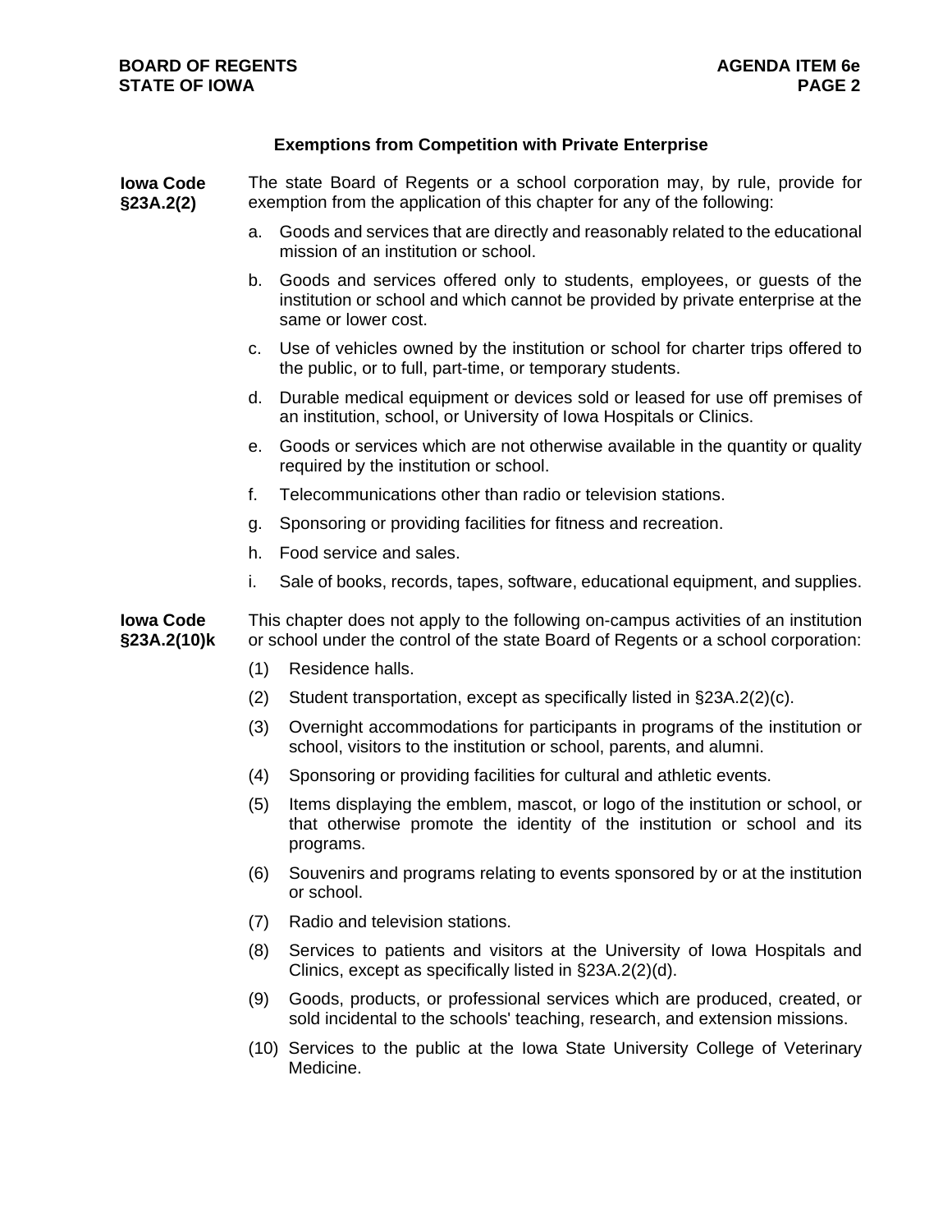## Exemptions from Competition with Private Enterprise

**Iowa Code §23A.2(2)**

The state Board of Regents or a school corporation may, by rule, provide for exemption from the application of this chapter for any of the following:

a. Goods and services that are directly and reasonably related to the educational mission of an institution or school.

b. Goods and services offered only to students, employees, or guests of the institution or school and which cannot be provided by private enterprise at the same or lower cost.

c. Use of vehicles owned by the institution or school for charter trips offered to the public, or to full, part-time, or temporary students.

d. Durable medical equipment or devices sold or leased for use off premises of an institution, school, or University of Iowa Hospitals or Clinics.

e. Goods or services which are not otherwise available in the quantity or quality required by the institution or school.

f. Telecommunications other than radio or television stations.

g. Sponsoring or providing facilities for fitness and recreation.

h. Food service and sales.

i. Sale of books, records, tapes, software, educational equipment, and supplies.

**Iowa Code §23A.2(10)k**

This chapter does not apply to the following on-campus activities of an institution or school under the control of the state Board of Regents or a school corporation:

(1) Residence halls.

(2) Student transportation, except as specifically listed in §23A.2(2)(c).

(3) Overnight accommodations for participants in programs of the institution or school, visitors to the institution or school, parents, and alumni.

(4) Sponsoring or providing facilities for cultural and athletic events.

(5) Items displaying the emblem, mascot, or logo of the institution or school, or that otherwise promote the identity of the institution or school and its programs.

(6) Souvenirs and programs relating to events sponsored by or at the institution or school.

(7) Radio and television stations.

(8) Services to patients and visitors at the University of Iowa Hospitals and Clinics, except as specifically listed in §23A.2(2)(d).

(9) Goods, products, or professional services which are produced, created, or sold incidental to the schools' teaching, research, and extension missions.

(10) Services to the public at the Iowa State University College of Veterinary Medicine.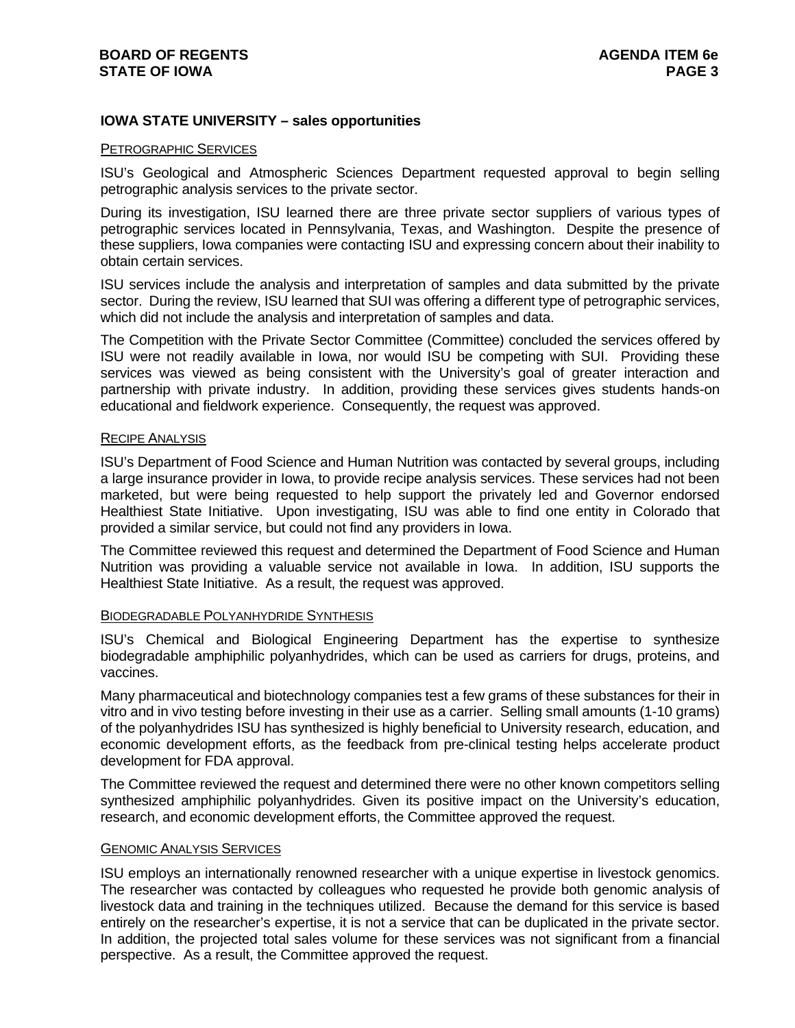## IOWA STATE UNIVERSITY – sales opportunities

### PETROGRAPHIC SERVICES

ISU's Geological and Atmospheric Sciences Department requested approval to begin selling petrographic analysis services to the private sector.

During its investigation, ISU learned there are three private sector suppliers of various types of petrographic services located in Pennsylvania, Texas, and Washington. Despite the presence of these suppliers, Iowa companies were contacting ISU and expressing concern about their inability to obtain certain services.

ISU services include the analysis and interpretation of samples and data submitted by the private sector. During the review, ISU learned that SUI was offering a different type of petrographic services, which did not include the analysis and interpretation of samples and data.

The Competition with the Private Sector Committee (Committee) concluded the services offered by ISU were not readily available in Iowa, nor would ISU be competing with SUI. Providing these services was viewed as being consistent with the University's goal of greater interaction and partnership with private industry. In addition, providing these services gives students hands-on educational and fieldwork experience. Consequently, the request was approved.

### RECIPE ANALYSIS

ISU's Department of Food Science and Human Nutrition was contacted by several groups, including a large insurance provider in Iowa, to provide recipe analysis services. These services had not been marketed, but were being requested to help support the privately led and Governor endorsed Healthiest State Initiative. Upon investigating, ISU was able to find one entity in Colorado that provided a similar service, but could not find any providers in Iowa.

The Committee reviewed this request and determined the Department of Food Science and Human Nutrition was providing a valuable service not available in Iowa. In addition, ISU supports the Healthiest State Initiative. As a result, the request was approved.

### BIODEGRADABLE POLYANHYDRIDE SYNTHESIS

ISU's Chemical and Biological Engineering Department has the expertise to synthesize biodegradable amphiphilic polyanhydrides, which can be used as carriers for drugs, proteins, and vaccines.

Many pharmaceutical and biotechnology companies test a few grams of these substances for their in vitro and in vivo testing before investing in their use as a carrier. Selling small amounts (1-10 grams) of the polyanhydrides ISU has synthesized is highly beneficial to University research, education, and economic development efforts, as the feedback from pre-clinical testing helps accelerate product development for FDA approval.

The Committee reviewed the request and determined there were no other known competitors selling synthesized amphiphilic polyanhydrides. Given its positive impact on the University's education, research, and economic development efforts, the Committee approved the request.

### GENOMIC ANALYSIS SERVICES

ISU employs an internationally renowned researcher with a unique expertise in livestock genomics. The researcher was contacted by colleagues who requested he provide both genomic analysis of livestock data and training in the techniques utilized. Because the demand for this service is based entirely on the researcher's expertise, it is not a service that can be duplicated in the private sector. In addition, the projected total sales volume for these services was not significant from a financial perspective. As a result, the Committee approved the request.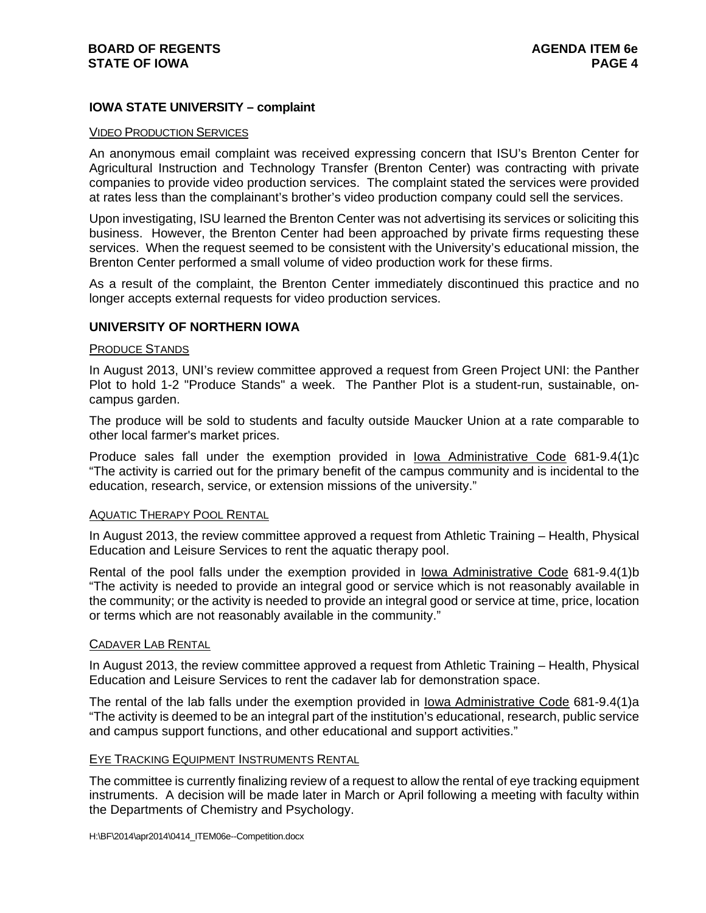## IOWA STATE UNIVERSITY – complaint

VIDEO PRODUCTION SERVICES

An anonymous email complaint was received expressing concern that ISU's Brenton Center for Agricultural Instruction and Technology Transfer (Brenton Center) was contracting with private companies to provide video production services. The complaint stated the services were provided at rates less than the complainant's brother's video production company could sell the services.

Upon investigating, ISU learned the Brenton Center was not advertising its services or soliciting this business. However, the Brenton Center had been approached by private firms requesting these services. When the request seemed to be consistent with the University's educational mission, the Brenton Center performed a small volume of video production work for these firms.

As a result of the complaint, the Brenton Center immediately discontinued this practice and no longer accepts external requests for video production services.

## UNIVERSITY OF NORTHERN IOWA

PRODUCE STANDS

In August 2013, UNI's review committee approved a request from Green Project UNI: the Panther Plot to hold 1-2 "Produce Stands" a week. The Panther Plot is a student-run, sustainable, on-campus garden.

The produce will be sold to students and faculty outside Maucker Union at a rate comparable to other local farmer's market prices.

Produce sales fall under the exemption provided in Iowa Administrative Code 681-9.4(1)c "The activity is carried out for the primary benefit of the campus community and is incidental to the education, research, service, or extension missions of the university."

AQUATIC THERAPY POOL RENTAL

In August 2013, the review committee approved a request from Athletic Training – Health, Physical Education and Leisure Services to rent the aquatic therapy pool.

Rental of the pool falls under the exemption provided in Iowa Administrative Code 681-9.4(1)b "The activity is needed to provide an integral good or service which is not reasonably available in the community; or the activity is needed to provide an integral good or service at time, price, location or terms which are not reasonably available in the community."

CADAVER LAB RENTAL

In August 2013, the review committee approved a request from Athletic Training – Health, Physical Education and Leisure Services to rent the cadaver lab for demonstration space.

The rental of the lab falls under the exemption provided in Iowa Administrative Code 681-9.4(1)a "The activity is deemed to be an integral part of the institution's educational, research, public service and campus support functions, and other educational and support activities."

EYE TRACKING EQUIPMENT INSTRUMENTS RENTAL

The committee is currently finalizing review of a request to allow the rental of eye tracking equipment instruments. A decision will be made later in March or April following a meeting with faculty within the Departments of Chemistry and Psychology.